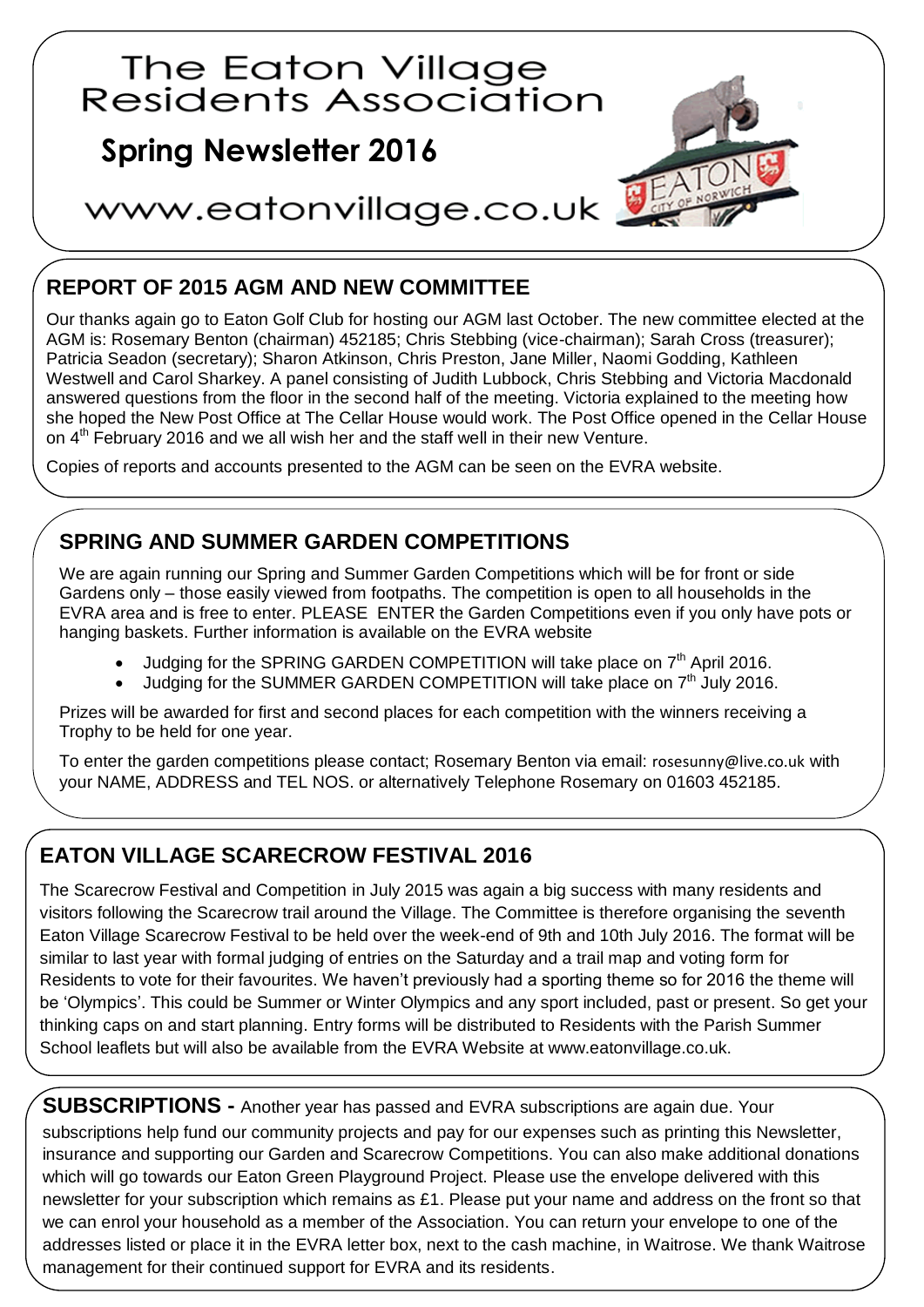# The Eaton Village Residents Association

## Spring Newsletter 2016

www.eatonvillage.co.uk

## REPORT OF 2015 AGM AND NEW COMMITTEE

Our thanks again go to Eaton Golf Club for hosting our AGM last October. The new committee elected at the AGM is: Rosemary Benton (chairman) 452185; Chris Stebbing (vice-chairman); Sarah Cross (treasurer); Patricia Seadon (secretary); Sharon Atkinson, Chris Preston, Jane Miller, Naomi Godding, Kathleen Westwell and Carol Sharkey. A panel consisting of Judith Lubbock, Chris Stebbing and Victoria Macdonald answered questions from the floor in the second half of the meeting. Victoria explained to the meeting how she hoped the New Post Office at The Cellar House would work. The Post Office opened in the Cellar House on 4th February 2016 and we all wish her and the staff well in their new Venture.

Copies of reports and accounts presented to the AGM can be seen on the EVRA website.

## SPRING AND SUMMER GARDEN COMPETITIONS

We are again running our Spring and Summer Garden Competitions which will be for front or side Gardens only – those easily viewed from footpaths. The competition is open to all households in the EVRA area and is free to enter. PLEASE ENTER the Garden Competitions even if you only have pots or hanging baskets. Further information is available on the EVRA website

- Judging for the SPRING GARDEN COMPETITION will take place on 7th April 2016.
- Judging for the SUMMER GARDEN COMPETITION will take place on 7th July 2016.

Prizes will be awarded for first and second places for each competition with the winners receiving a Trophy to be held for one year.

To enter the garden competitions please contact; Rosemary Benton via email: rosesunny@live.co.uk with your NAME, ADDRESS and TEL NOS. or alternatively Telephone Rosemary on 01603 452185.

## EATON VILLAGE SCARECROW FESTIVAL 2016

The Scarecrow Festival and Competition in July 2015 was again a big success with many residents and visitors following the Scarecrow trail around the Village. The Committee is therefore organising the seventh Eaton Village Scarecrow Festival to be held over the week-end of 9th and 10th July 2016. The format will be similar to last year with formal judging of entries on the Saturday and a trail map and voting form for Residents to vote for their favourites. We haven't previously had a sporting theme so for 2016 the theme will be 'Olympics'. This could be Summer or Winter Olympics and any sport included, past or present. So get your thinking caps on and start planning. Entry forms will be distributed to Residents with the Parish Summer School leaflets but will also be available from the EVRA Website at www.eatonvillage.co.uk.

**SUBSCRIPTIONS -** Another year has passed and EVRA subscriptions are again due. Your subscriptions help fund our community projects and pay for our expenses such as printing this Newsletter, insurance and supporting our Garden and Scarecrow Competitions. You can also make additional donations which will go towards our Eaton Green Playground Project. Please use the envelope delivered with this newsletter for your subscription which remains as £1. Please put your name and address on the front so that we can enrol your household as a member of the Association. You can return your envelope to one of the addresses listed or place it in the EVRA letter box, next to the cash machine, in Waitrose. We thank Waitrose management for their continued support for EVRA and its residents.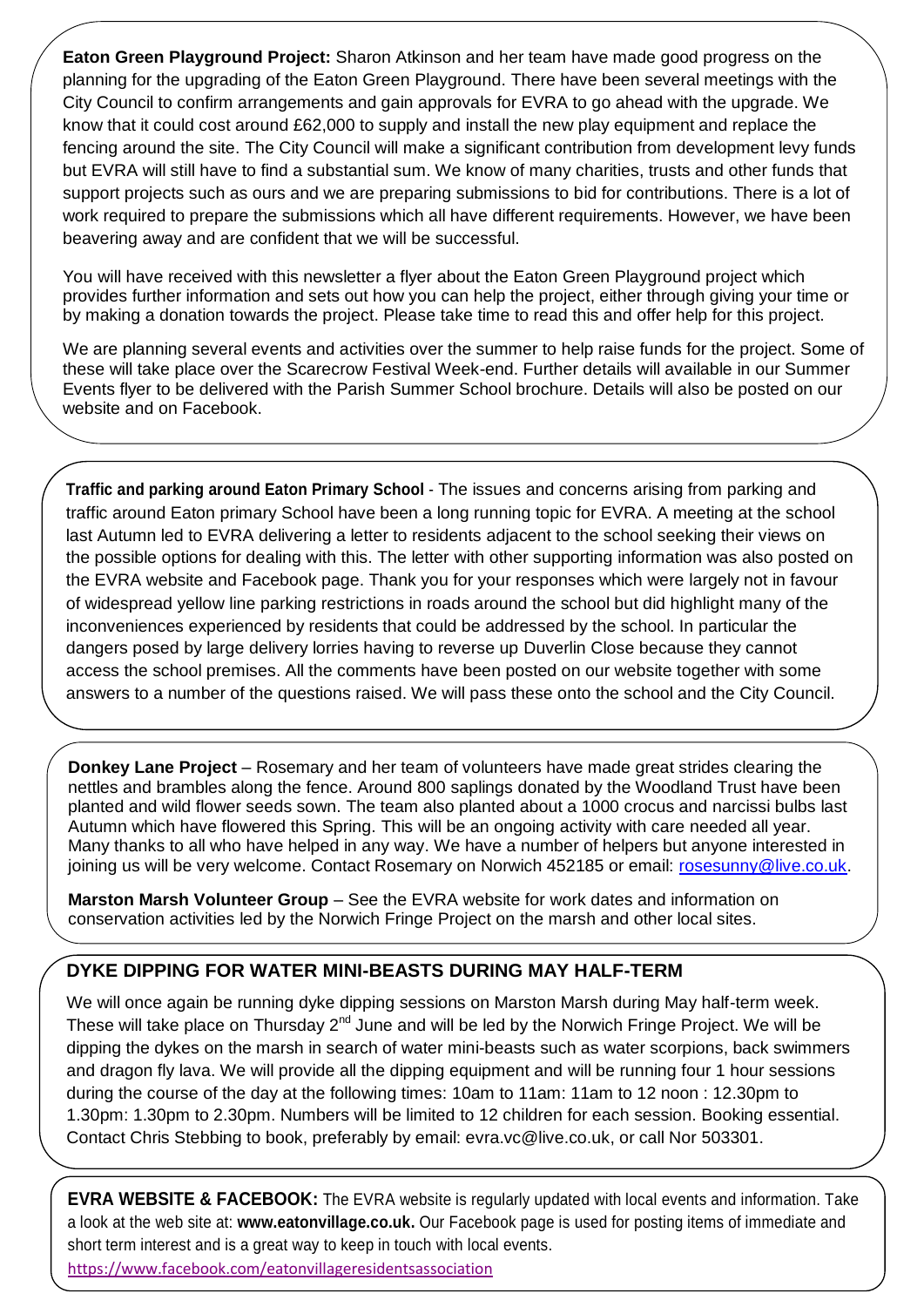**Eaton Green Playground Project:** Sharon Atkinson and her team have made good progress on the planning for the upgrading of the Eaton Green Playground. There have been several meetings with the City Council to confirm arrangements and gain approvals for EVRA to go ahead with the upgrade. We know that it could cost around £62,000 to supply and install the new play equipment and replace the fencing around the site. The City Council will make a significant contribution from development levy funds but EVRA will still have to find a substantial sum. We know of many charities, trusts and other funds that support projects such as ours and we are preparing submissions to bid for contributions. There is a lot of work required to prepare the submissions which all have different requirements. However, we have been beavering away and are confident that we will be successful.

You will have received with this newsletter a flyer about the Eaton Green Playground project which provides further information and sets out how you can help the project, either through giving your time or by making a donation towards the project. Please take time to read this and offer help for this project.

We are planning several events and activities over the summer to help raise funds for the project. Some of these will take place over the Scarecrow Festival Week-end. Further details will available in our Summer Events flyer to be delivered with the Parish Summer School brochure. Details will also be posted on our website and on Facebook.

**Traffic and parking around Eaton Primary School** - The issues and concerns arising from parking and traffic around Eaton primary School have been a long running topic for EVRA. A meeting at the school last Autumn led to EVRA delivering a letter to residents adjacent to the school seeking their views on the possible options for dealing with this. The letter with other supporting information was also posted on the EVRA website and Facebook page. Thank you for your responses which were largely not in favour of widespread yellow line parking restrictions in roads around the school but did highlight many of the inconveniences experienced by residents that could be addressed by the school. In particular the dangers posed by large delivery lorries having to reverse up Duverlin Close because they cannot access the school premises. All the comments have been posted on our website together with some answers to a number of the questions raised. We will pass these onto the school and the City Council.

**Donkey Lane Project** – Rosemary and her team of volunteers have made great strides clearing the nettles and brambles along the fence. Around 800 saplings donated by the Woodland Trust have been planted and wild flower seeds sown. The team also planted about a 1000 crocus and narcissi bulbs last Autumn which have flowered this Spring. This will be an ongoing activity with care needed all year. Many thanks to all who have helped in any way. We have a number of helpers but anyone interested in joining us will be very welcome. Contact Rosemary on Norwich 452185 or email: rosesunny@live.co.uk.

**Marston Marsh Volunteer Group** – See the EVRA website for work dates and information on conservation activities led by the Norwich Fringe Project on the marsh and other local sites.

## DYKE DIPPING FOR WATER MINI-BEASTS DURING MAY HALF-TERM

We will once again be running dyke dipping sessions on Marston Marsh during May half-term week. These will take place on Thursday 2nd June and will be led by the Norwich Fringe Project. We will be dipping the dykes on the marsh in search of water mini-beasts such as water scorpions, back swimmers and dragon fly lava. We will provide all the dipping equipment and will be running four 1 hour sessions during the course of the day at the following times: 10am to 11am: 11am to 12 noon : 12.30pm to 1.30pm: 1.30pm to 2.30pm. Numbers will be limited to 12 children for each session. Booking essential. Contact Chris Stebbing to book, preferably by email: evra.vc@live.co.uk, or call Nor 503301.

**EVRA WEBSITE & FACEBOOK:** The EVRA website is regularly updated with local events and information. Take a look at the web site at: **www.eatonvillage.co.uk.** Our Facebook page is used for posting items of immediate and short term interest and is a great way to keep in touch with local events.

https://www.facebook.com/eatonvillageresidentsassociation